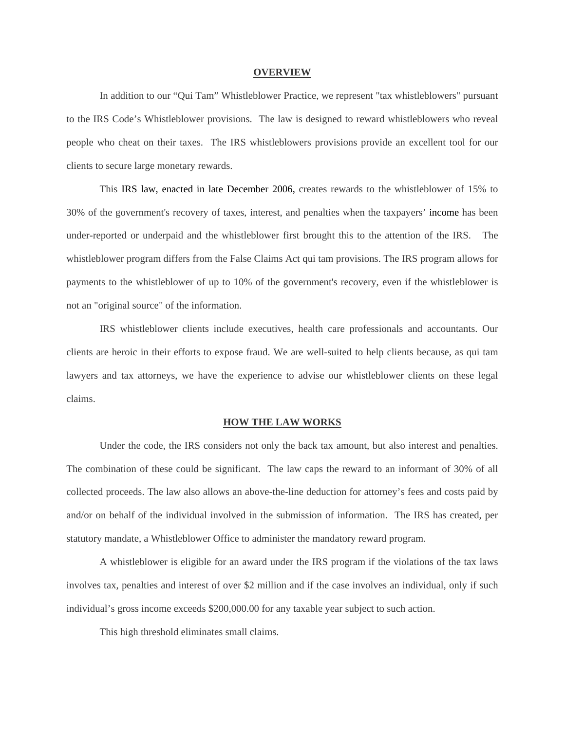## OVERVIEW

In addition to our "Qui Tam" Whistleblower Practice, we represent "tax whistleblowers" pursuant to the IRS Code's Whistleblower provisions. The law is designed to reward whistleblowers who reveal people who cheat on their taxes. The IRS whistleblowers provisions provide an excellent tool for our clients to secure large monetary rewards.

This IRS law, enacted in late December 2006, creates rewards to the whistleblower of 15% to 30% of the government's recovery of taxes, interest, and penalties when the taxpayers' income has been under-reported or underpaid and the whistleblower first brought this to the attention of the IRS. The whistleblower program differs from the False Claims Act qui tam provisions. The IRS program allows for payments to the whistleblower of up to 10% of the government's recovery, even if the whistleblower is not an "original source" of the information.

IRS whistleblower clients include executives, health care professionals and accountants. Our clients are heroic in their efforts to expose fraud. We are well-suited to help clients because, as qui tam lawyers and tax attorneys, we have the experience to advise our whistleblower clients on these legal claims.

## HOW THE LAW WORKS

Under the code, the IRS considers not only the back tax amount, but also interest and penalties. The combination of these could be significant. The law caps the reward to an informant of 30% of all collected proceeds. The law also allows an above-the-line deduction for attorney's fees and costs paid by and/or on behalf of the individual involved in the submission of information. The IRS has created, per statutory mandate, a Whistleblower Office to administer the mandatory reward program.

A whistleblower is eligible for an award under the IRS program if the violations of the tax laws involves tax, penalties and interest of over $2 million and if the case involves an individual, only if such individual's gross income exceeds $200,000.00 for any taxable year subject to such action.

This high threshold eliminates small claims.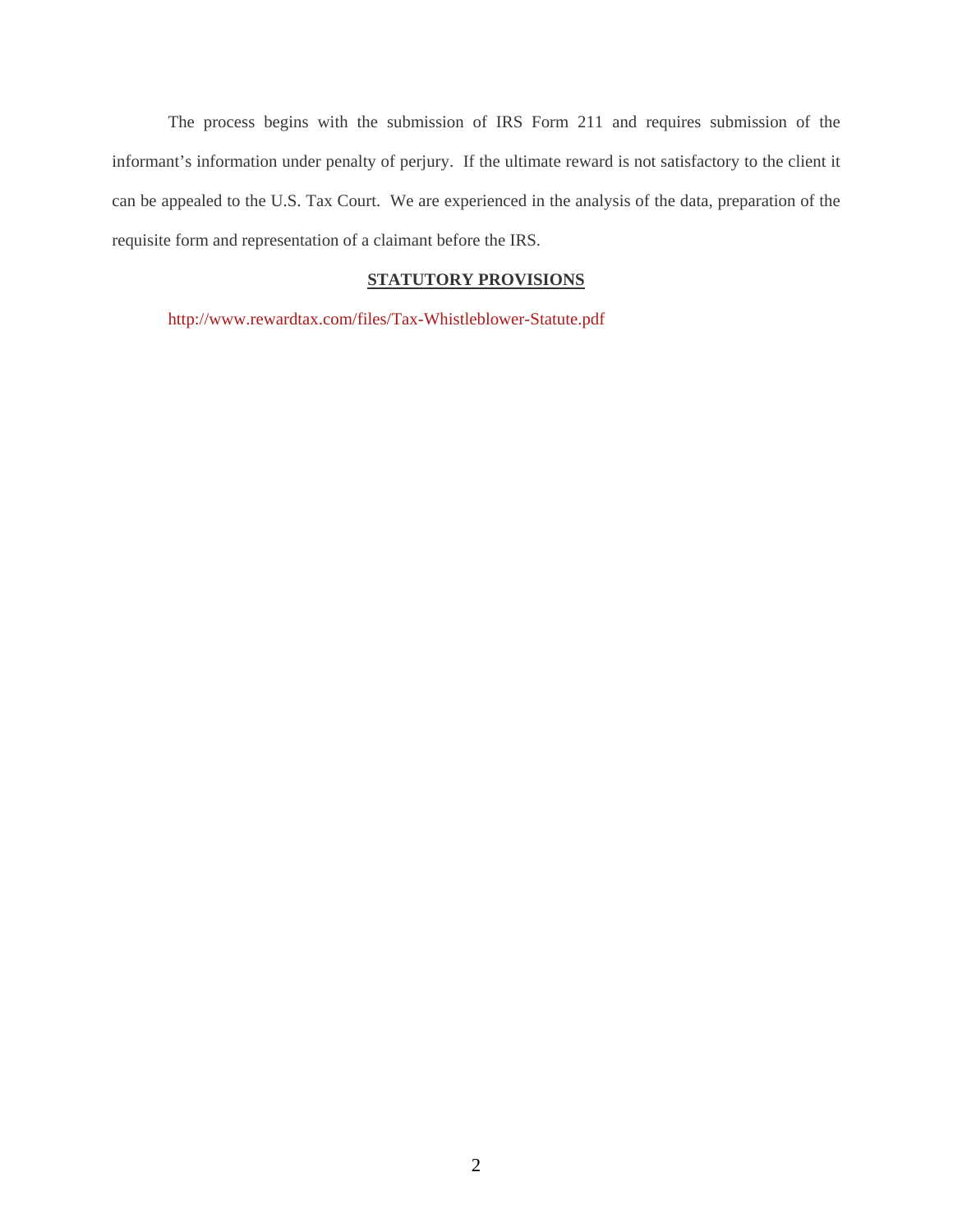The process begins with the submission of IRS Form 211 and requires submission of the informant's information under penalty of perjury. If the ultimate reward is not satisfactory to the client it can be appealed to the U.S. Tax Court. We are experienced in the analysis of the data, preparation of the requisite form and representation of a claimant before the IRS.

## STATUTORY PROVISIONS

http://www.rewardtax.com/files/Tax-Whistleblower-Statute.pdf